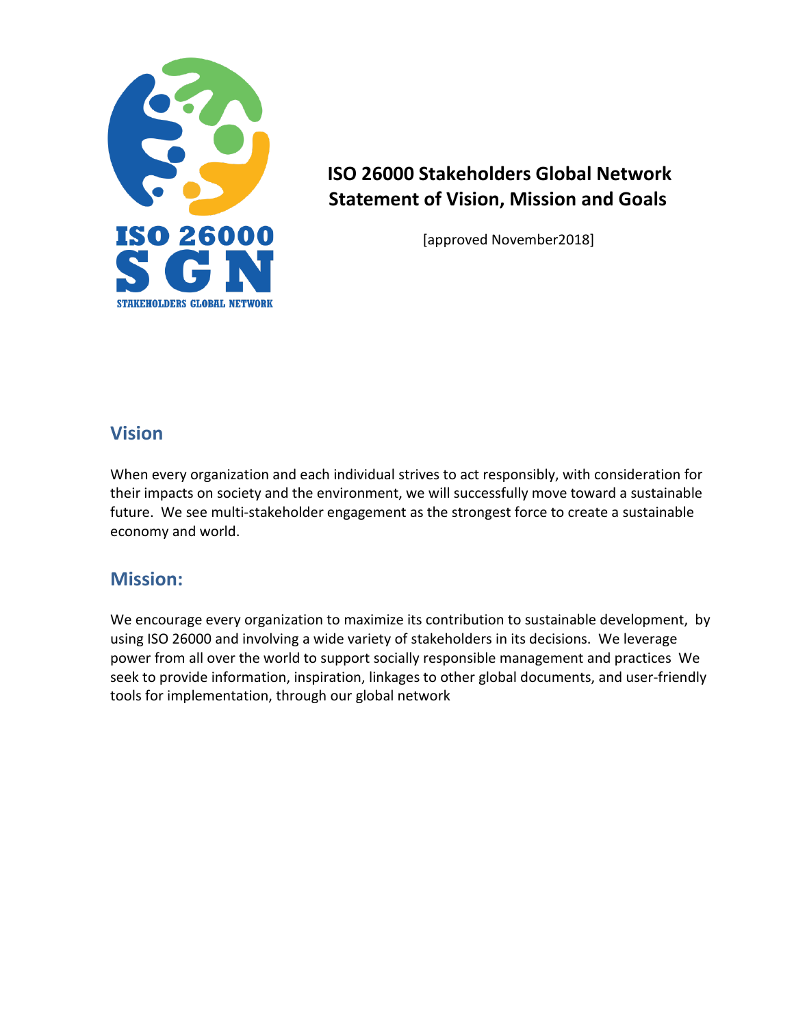# ISO 26000 Stakeholders Global Network Statement of Vision, Mission and Goals

[approved November2018]

## Vision

When every organization and each individual strives to act responsibly, with consideration for their impacts on society and the environment, we will successfully move toward a sustainable future. We see multi-stakeholder engagement as the strongest force to create a sustainable economy and world.

## Mission:

We encourage every organization to maximize its contribution to sustainable development, by using ISO 26000 and involving a wide variety of stakeholders in its decisions. We leverage power from all over the world to support socially responsible management and practices We seek to provide information, inspiration, linkages to other global documents, and user-friendly tools for implementation, through our global network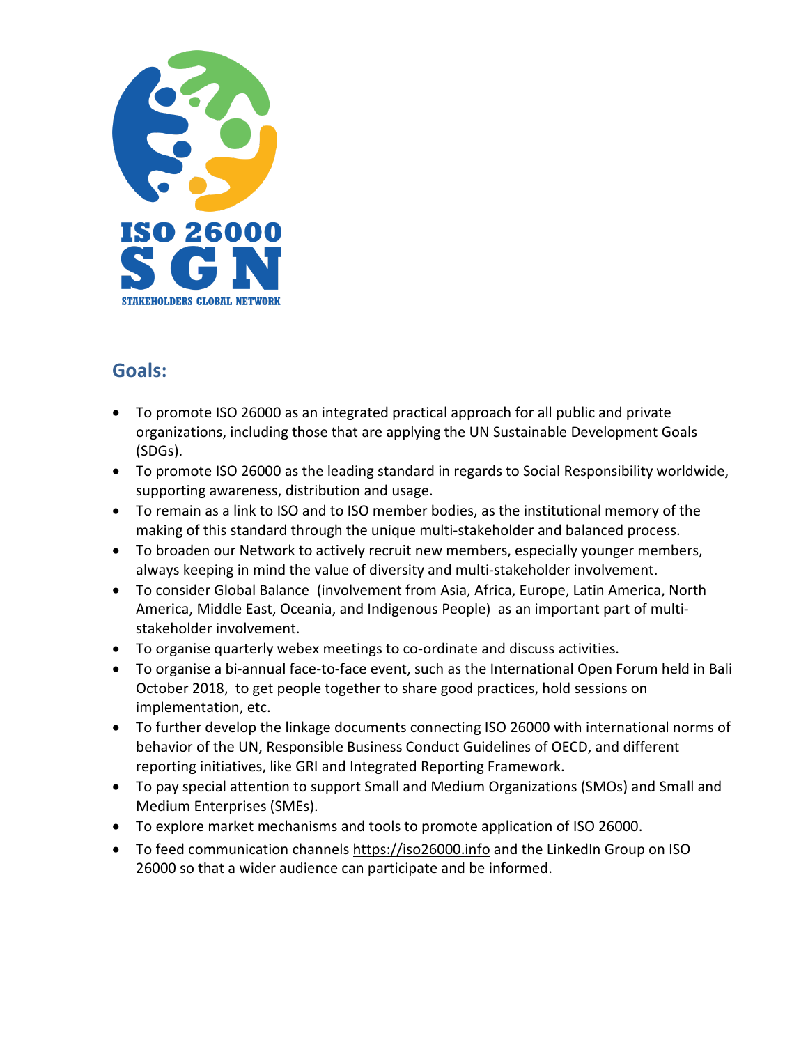ISO 26000

SGN

STAKEHOLDERS GLOBAL NETWORK

## Goals:

- To promote ISO 26000 as an integrated practical approach for all public and private organizations, including those that are applying the UN Sustainable Development Goals (SDGs).
- To promote ISO 26000 as the leading standard in regards to Social Responsibility worldwide, supporting awareness, distribution and usage.
- To remain as a link to ISO and to ISO member bodies, as the institutional memory of the making of this standard through the unique multi-stakeholder and balanced process.
- To broaden our Network to actively recruit new members, especially younger members, always keeping in mind the value of diversity and multi-stakeholder involvement.
- To consider Global Balance (involvement from Asia, Africa, Europe, Latin America, North America, Middle East, Oceania, and Indigenous People) as an important part of multi-stakeholder involvement.
- To organise quarterly webex meetings to co-ordinate and discuss activities.
- To organise a bi-annual face-to-face event, such as the International Open Forum held in Bali October 2018, to get people together to share good practices, hold sessions on implementation, etc.
- To further develop the linkage documents connecting ISO 26000 with international norms of behavior of the UN, Responsible Business Conduct Guidelines of OECD, and different reporting initiatives, like GRI and Integrated Reporting Framework.
- To pay special attention to support Small and Medium Organizations (SMOs) and Small and Medium Enterprises (SMEs).
- To explore market mechanisms and tools to promote application of ISO 26000.
- To feed communication channels https://iso26000.info and the LinkedIn Group on ISO 26000 so that a wider audience can participate and be informed.